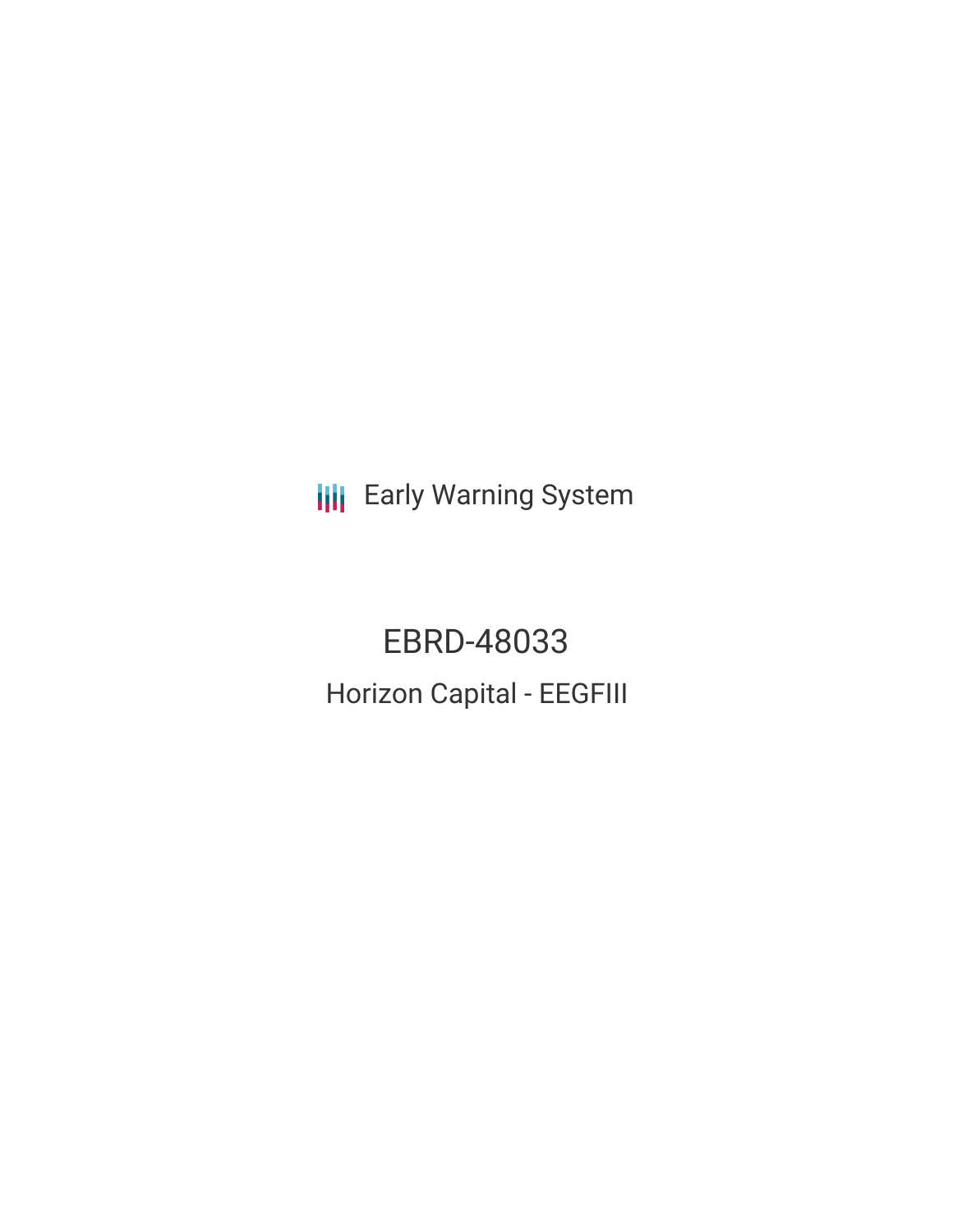Early Warning System

# EBRD-48033

## Horizon Capital - EEGFIII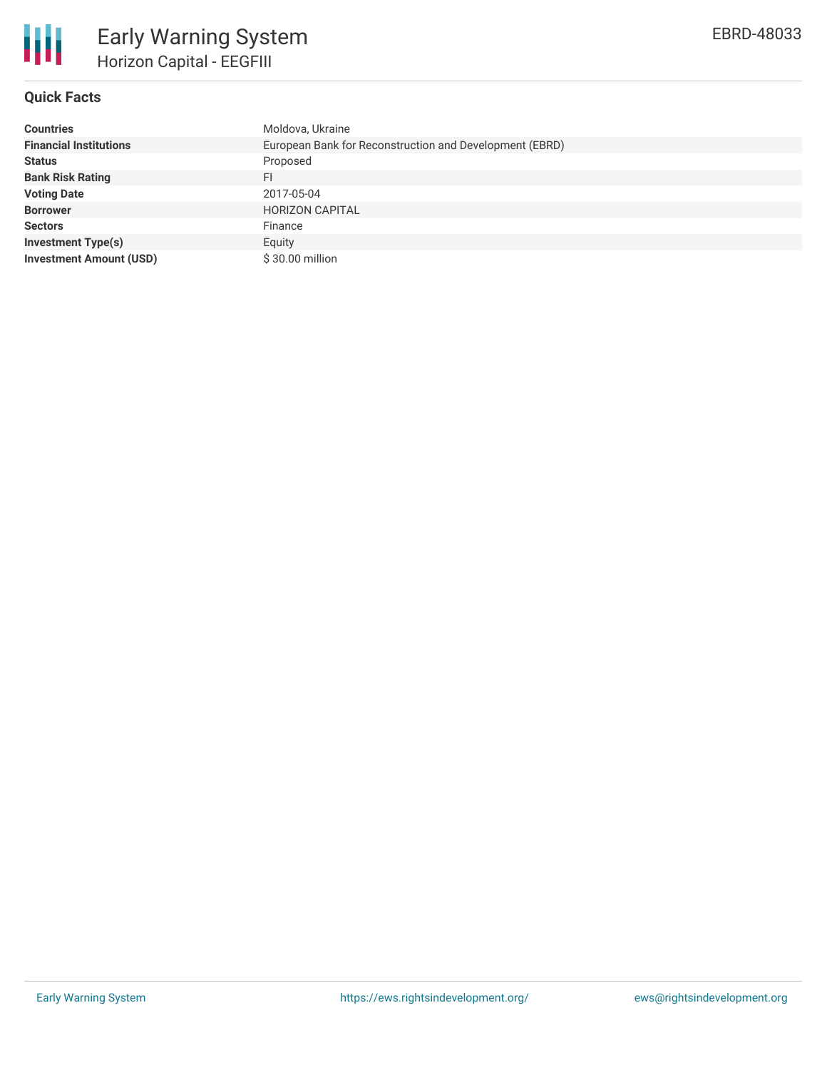# Early Warning System

## Horizon Capital - EEGFIII

EBRD-48033

### Quick Facts

| | |
|---|---|
| **Countries** | Moldova, Ukraine |
| **Financial Institutions** | European Bank for Reconstruction and Development (EBRD) |
| **Status** | Proposed |
| **Bank Risk Rating** | FI |
| **Voting Date** | 2017-05-04 |
| **Borrower** | HORIZON CAPITAL |
| **Sectors** | Finance |
| **Investment Type(s)** | Equity |
| **Investment Amount (USD)** | $ 30.00 million |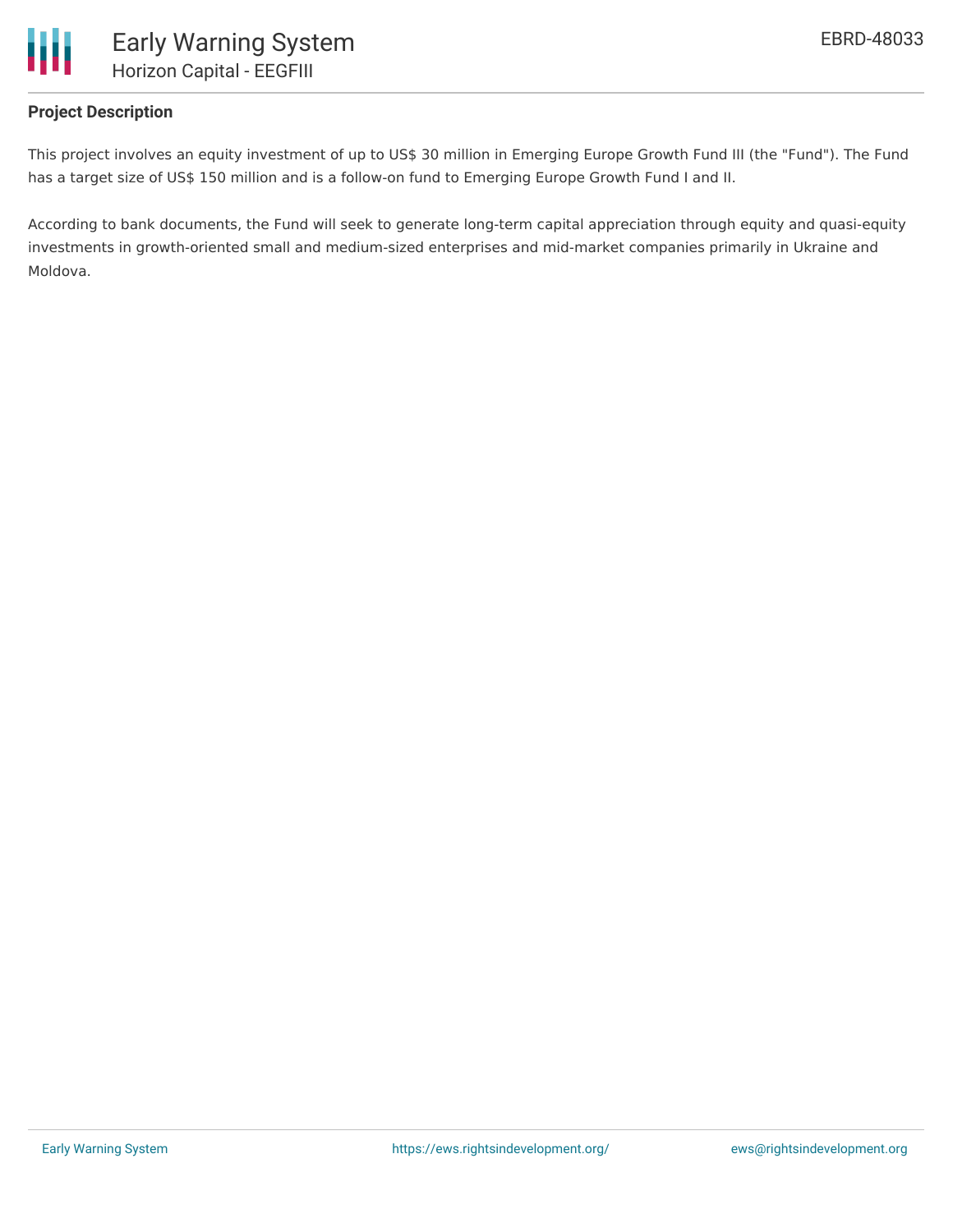## Project Description

This project involves an equity investment of up to US$ 30 million in Emerging Europe Growth Fund III (the "Fund"). The Fund has a target size of US$ 150 million and is a follow-on fund to Emerging Europe Growth Fund I and II.

According to bank documents, the Fund will seek to generate long-term capital appreciation through equity and quasi-equity investments in growth-oriented small and medium-sized enterprises and mid-market companies primarily in Ukraine and Moldova.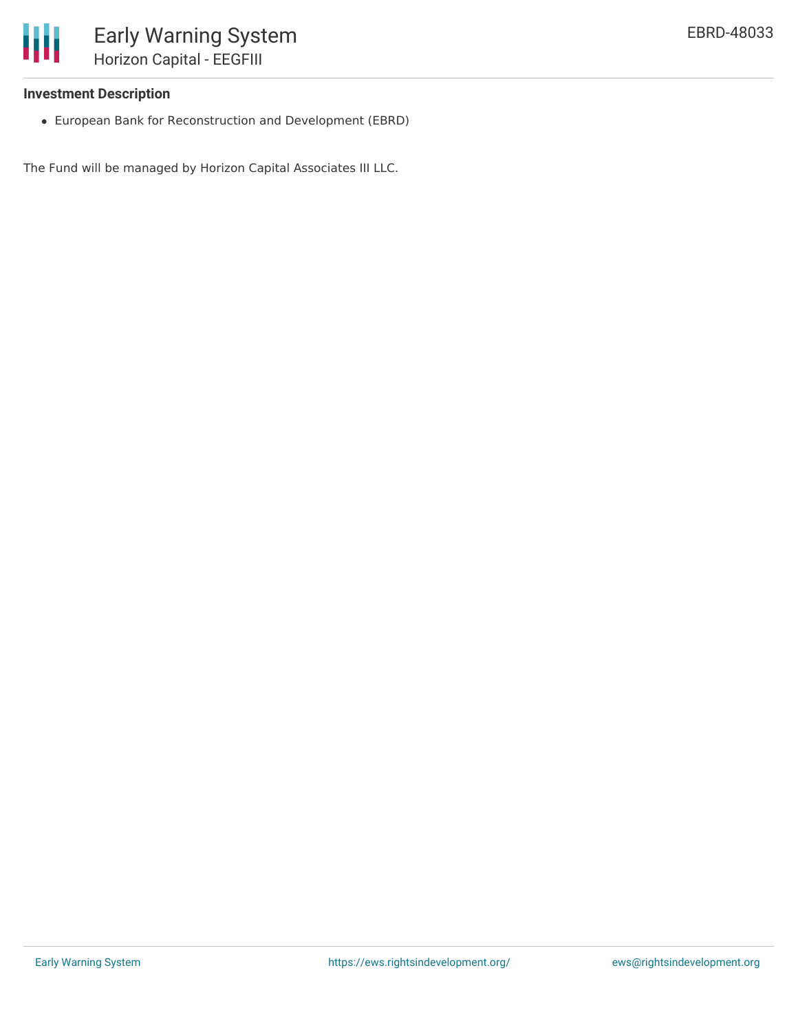### Investment Description

- European Bank for Reconstruction and Development (EBRD)

The Fund will be managed by Horizon Capital Associates III LLC.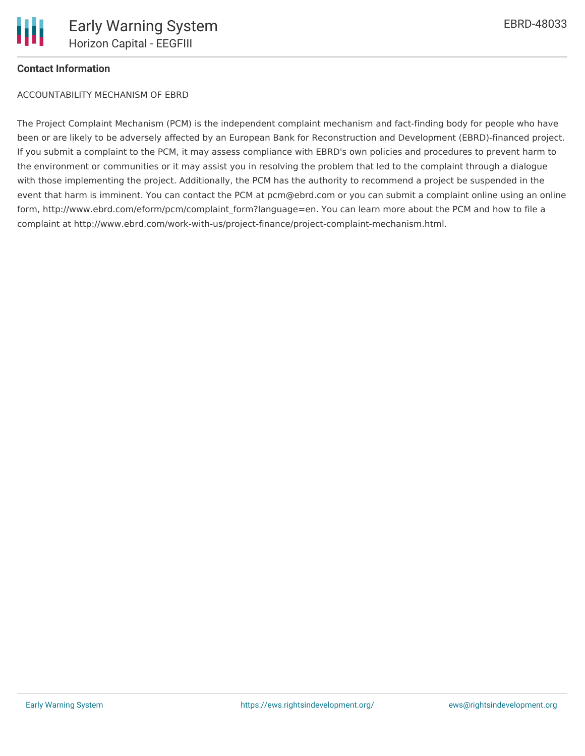#### Contact Information

ACCOUNTABILITY MECHANISM OF EBRD

The Project Complaint Mechanism (PCM) is the independent complaint mechanism and fact-finding body for people who have been or are likely to be adversely affected by an European Bank for Reconstruction and Development (EBRD)-financed project. If you submit a complaint to the PCM, it may assess compliance with EBRD's own policies and procedures to prevent harm to the environment or communities or it may assist you in resolving the problem that led to the complaint through a dialogue with those implementing the project. Additionally, the PCM has the authority to recommend a project be suspended in the event that harm is imminent. You can contact the PCM at pcm@ebrd.com or you can submit a complaint online using an online form, http://www.ebrd.com/eform/pcm/complaint_form?language=en. You can learn more about the PCM and how to file a complaint at http://www.ebrd.com/work-with-us/project-finance/project-complaint-mechanism.html.